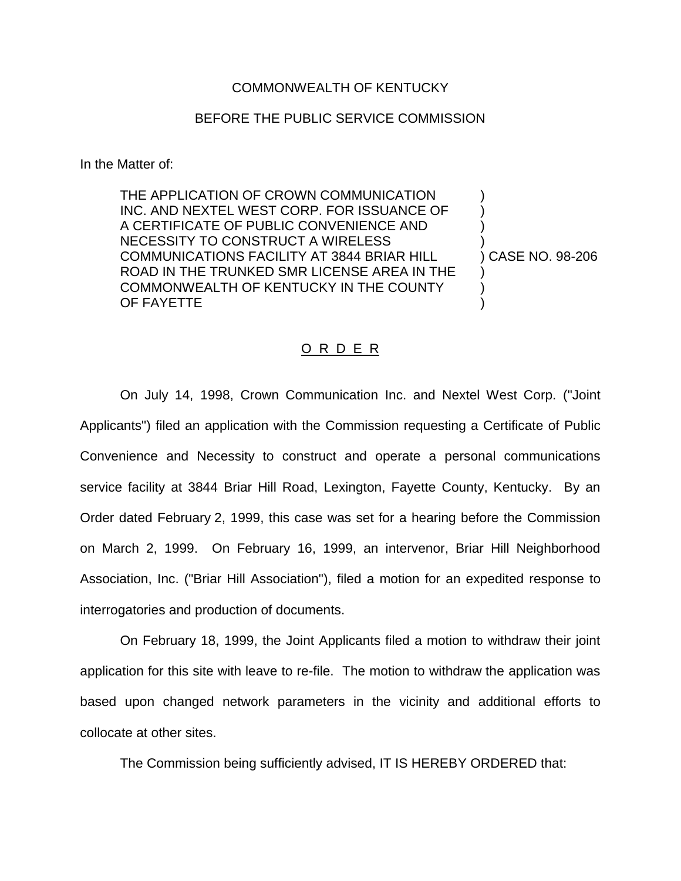COMMONWEALTH OF KENTUCKY

BEFORE THE PUBLIC SERVICE COMMISSION

In the Matter of:

| | | |
|---|---|---|
| THE APPLICATION OF CROWN COMMUNICATION INC. AND NEXTEL WEST CORP. FOR ISSUANCE OF A CERTIFICATE OF PUBLIC CONVENIENCE AND NECESSITY TO CONSTRUCT A WIRELESS COMMUNICATIONS FACILITY AT 3844 BRIAR HILL ROAD IN THE TRUNKED SMR LICENSE AREA IN THE COMMONWEALTH OF KENTUCKY IN THE COUNTY OF FAYETTE | ) | CASE NO. 98-206 |

O R D E R

On July 14, 1998, Crown Communication Inc. and Nextel West Corp. ("Joint Applicants") filed an application with the Commission requesting a Certificate of Public Convenience and Necessity to construct and operate a personal communications service facility at 3844 Briar Hill Road, Lexington, Fayette County, Kentucky. By an Order dated February 2, 1999, this case was set for a hearing before the Commission on March 2, 1999. On February 16, 1999, an intervenor, Briar Hill Neighborhood Association, Inc. ("Briar Hill Association"), filed a motion for an expedited response to interrogatories and production of documents.

On February 18, 1999, the Joint Applicants filed a motion to withdraw their joint application for this site with leave to re-file. The motion to withdraw the application was based upon changed network parameters in the vicinity and additional efforts to collocate at other sites.

The Commission being sufficiently advised, IT IS HEREBY ORDERED that: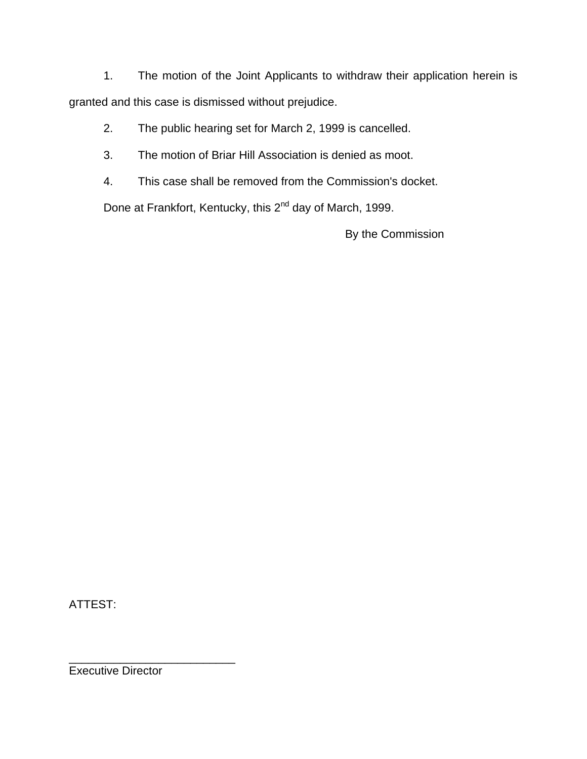1. The motion of the Joint Applicants to withdraw their application herein is granted and this case is dismissed without prejudice.

2. The public hearing set for March 2, 1999 is cancelled.

3. The motion of Briar Hill Association is denied as moot.

4. This case shall be removed from the Commission's docket.

Done at Frankfort, Kentucky, this 2nd day of March, 1999.

By the Commission

ATTEST:

___________________________
Executive Director